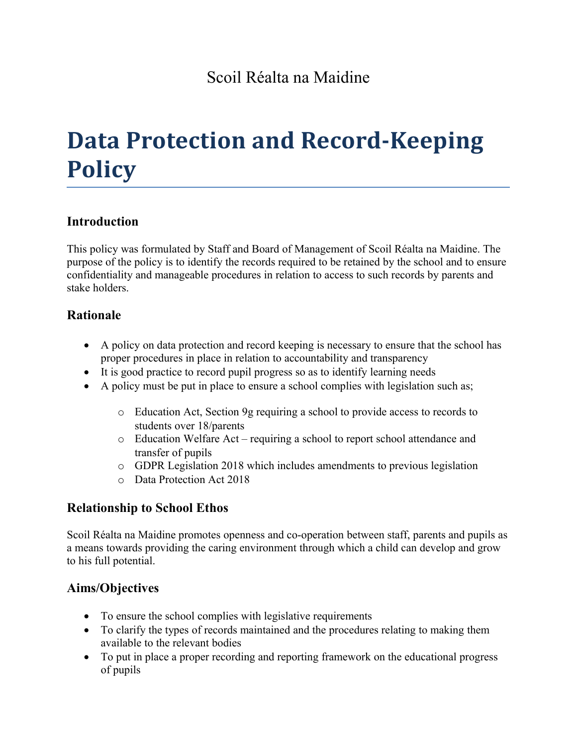Scoil Réalta na Maidine

# Data Protection and Record-Keeping Policy

## Introduction

This policy was formulated by Staff and Board of Management of Scoil Réalta na Maidine. The purpose of the policy is to identify the records required to be retained by the school and to ensure confidentiality and manageable procedures in relation to access to such records by parents and stake holders.

## Rationale

- A policy on data protection and record keeping is necessary to ensure that the school has proper procedures in place in relation to accountability and transparency
- It is good practice to record pupil progress so as to identify learning needs
- A policy must be put in place to ensure a school complies with legislation such as;
  - Education Act, Section 9g requiring a school to provide access to records to students over 18/parents
  - Education Welfare Act – requiring a school to report school attendance and transfer of pupils
  - GDPR Legislation 2018 which includes amendments to previous legislation
  - Data Protection Act 2018

## Relationship to School Ethos

Scoil Réalta na Maidine promotes openness and co-operation between staff, parents and pupils as a means towards providing the caring environment through which a child can develop and grow to his full potential.

## Aims/Objectives

- To ensure the school complies with legislative requirements
- To clarify the types of records maintained and the procedures relating to making them available to the relevant bodies
- To put in place a proper recording and reporting framework on the educational progress of pupils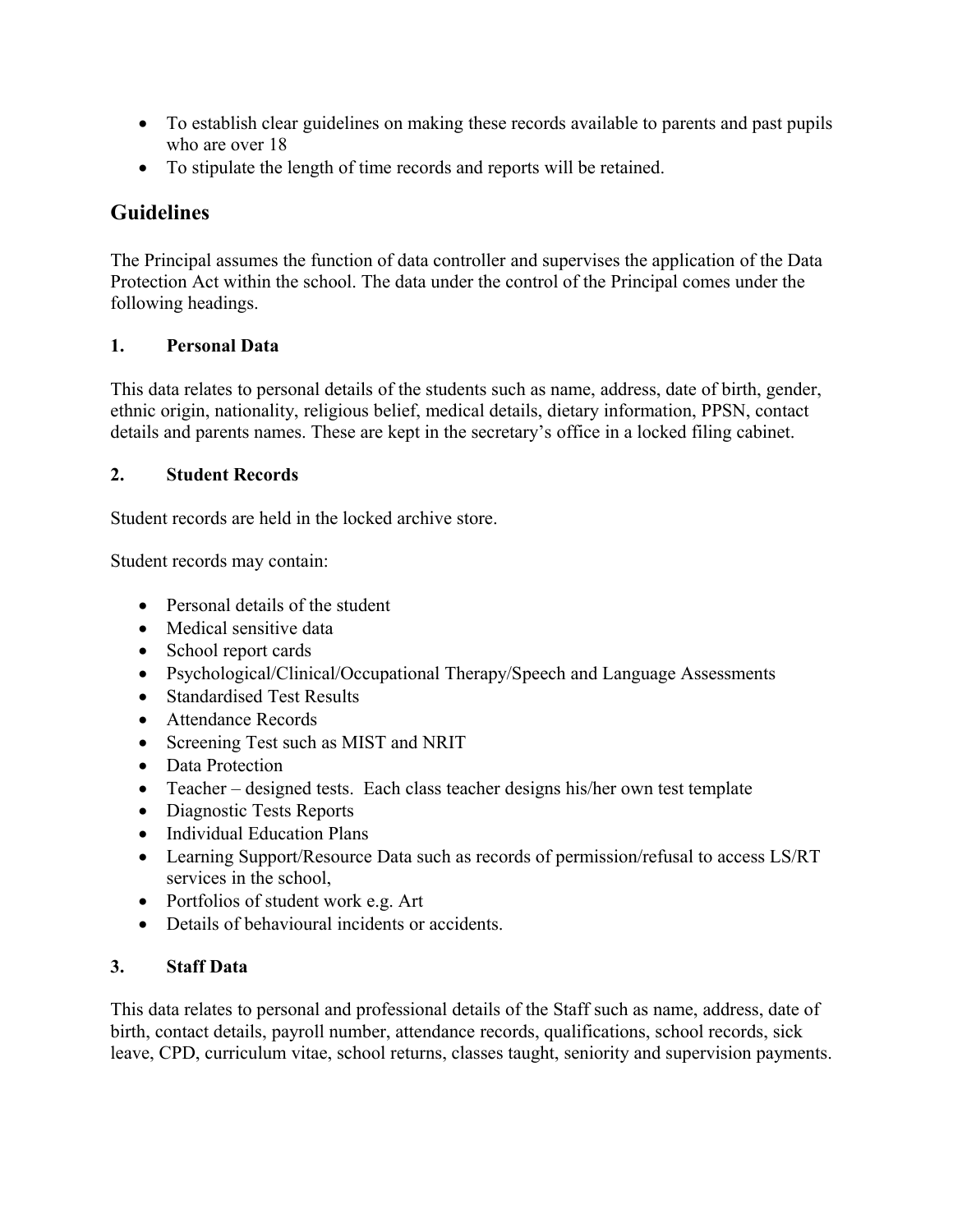- To establish clear guidelines on making these records available to parents and past pupils who are over 18
- To stipulate the length of time records and reports will be retained.

## Guidelines

The Principal assumes the function of data controller and supervises the application of the Data Protection Act within the school. The data under the control of the Principal comes under the following headings.

### 1. Personal Data

This data relates to personal details of the students such as name, address, date of birth, gender, ethnic origin, nationality, religious belief, medical details, dietary information, PPSN, contact details and parents names. These are kept in the secretary's office in a locked filing cabinet.

### 2. Student Records

Student records are held in the locked archive store.

Student records may contain:

- Personal details of the student
- Medical sensitive data
- School report cards
- Psychological/Clinical/Occupational Therapy/Speech and Language Assessments
- Standardised Test Results
- Attendance Records
- Screening Test such as MIST and NRIT
- Data Protection
- Teacher – designed tests. Each class teacher designs his/her own test template
- Diagnostic Tests Reports
- Individual Education Plans
- Learning Support/Resource Data such as records of permission/refusal to access LS/RT services in the school,
- Portfolios of student work e.g. Art
- Details of behavioural incidents or accidents.

### 3. Staff Data

This data relates to personal and professional details of the Staff such as name, address, date of birth, contact details, payroll number, attendance records, qualifications, school records, sick leave, CPD, curriculum vitae, school returns, classes taught, seniority and supervision payments.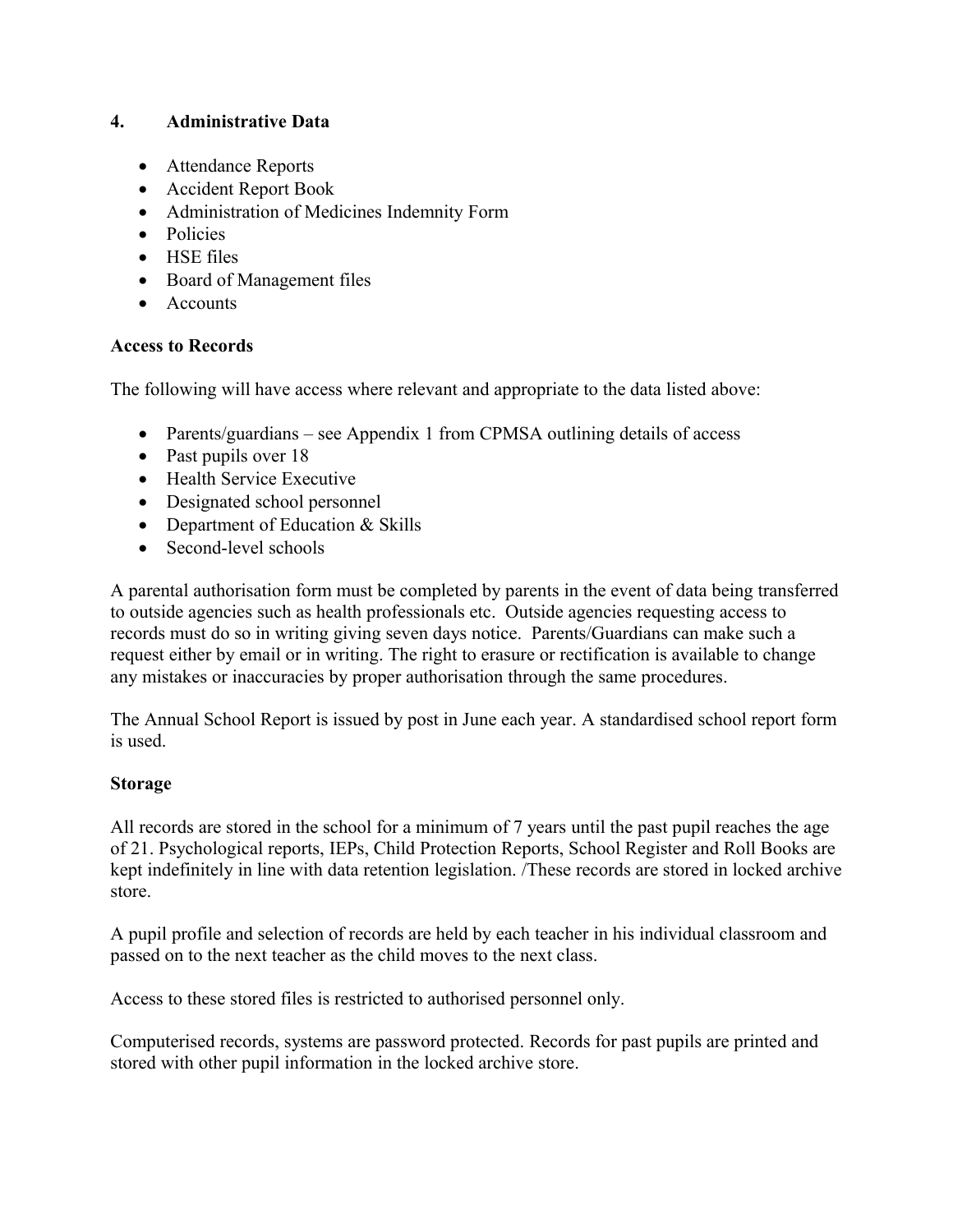## 4. Administrative Data

- Attendance Reports
- Accident Report Book
- Administration of Medicines Indemnity Form
- Policies
- HSE files
- Board of Management files
- Accounts

**Access to Records**

The following will have access where relevant and appropriate to the data listed above:

- Parents/guardians – see Appendix 1 from CPMSA outlining details of access
- Past pupils over 18
- Health Service Executive
- Designated school personnel
- Department of Education & Skills
- Second-level schools

A parental authorisation form must be completed by parents in the event of data being transferred to outside agencies such as health professionals etc. Outside agencies requesting access to records must do so in writing giving seven days notice. Parents/Guardians can make such a request either by email or in writing. The right to erasure or rectification is available to change any mistakes or inaccuracies by proper authorisation through the same procedures.

The Annual School Report is issued by post in June each year. A standardised school report form is used.

**Storage**

All records are stored in the school for a minimum of 7 years until the past pupil reaches the age of 21. Psychological reports, IEPs, Child Protection Reports, School Register and Roll Books are kept indefinitely in line with data retention legislation. /These records are stored in locked archive store.

A pupil profile and selection of records are held by each teacher in his individual classroom and passed on to the next teacher as the child moves to the next class.

Access to these stored files is restricted to authorised personnel only.

Computerised records, systems are password protected. Records for past pupils are printed and stored with other pupil information in the locked archive store.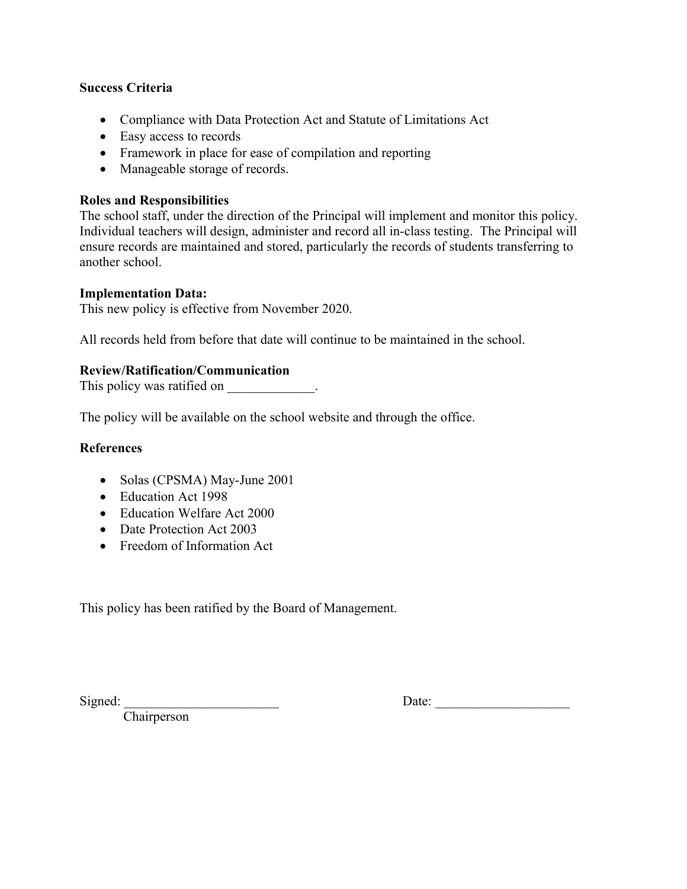**Success Criteria**

- Compliance with Data Protection Act and Statute of Limitations Act
- Easy access to records
- Framework in place for ease of compilation and reporting
- Manageable storage of records.

**Roles and Responsibilities**

The school staff, under the direction of the Principal will implement and monitor this policy. Individual teachers will design, administer and record all in-class testing. The Principal will ensure records are maintained and stored, particularly the records of students transferring to another school.

**Implementation Data:**

This new policy is effective from November 2020.

All records held from before that date will continue to be maintained in the school.

**Review/Ratification/Communication**

This policy was ratified on _____________.

The policy will be available on the school website and through the office.

**References**

- Solas (CPSMA) May-June 2001
- Education Act 1998
- Education Welfare Act 2000
- Date Protection Act 2003
- Freedom of Information Act

This policy has been ratified by the Board of Management.

Signed: ______________________ Date: ___________________

Chairperson